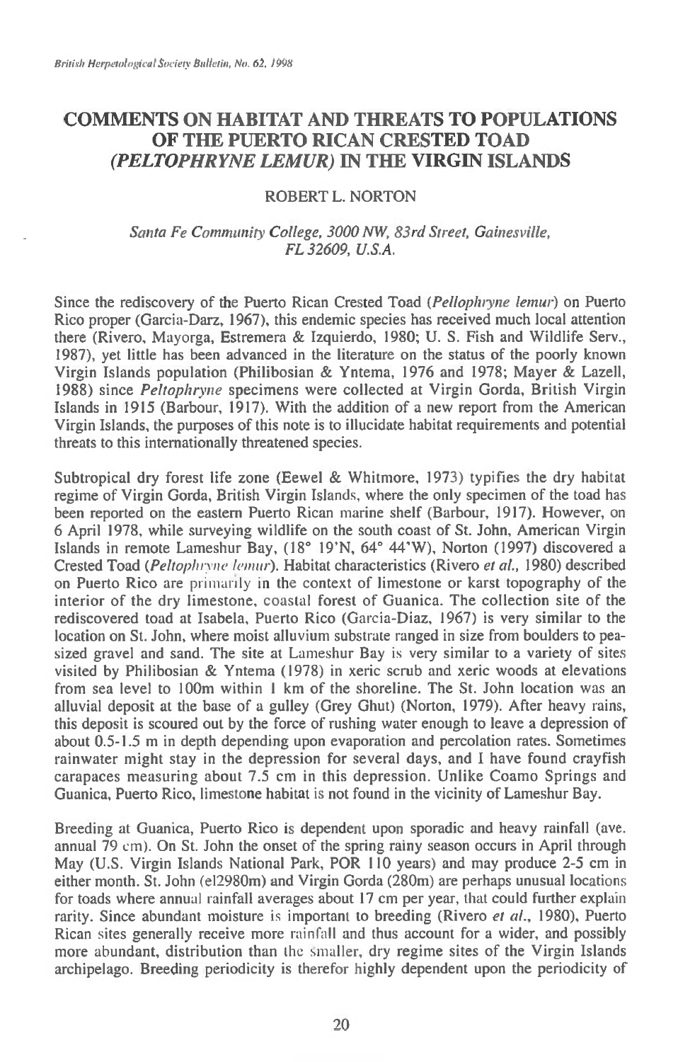# COMMENTS ON HABITAT AND THREATS TO POPULATIONS OF THE PUERTO RICAN CRESTED TOAD (*PELTOPHRYNE LEMUR*) IN THE VIRGIN ISLANDS

ROBERT L. NORTON

*Santa Fe Community College, 3000 NW, 83rd Street, Gainesville, FL 32609, U.S.A.*

Since the rediscovery of the Puerto Rican Crested Toad (*Pellophryne lemur*) on Puerto Rico proper (Garcia-Darz, 1967), this endemic species has received much local attention there (Rivero, Mayorga, Estremera & Izquierdo, 1980; U. S. Fish and Wildlife Serv., 1987), yet little has been advanced in the literature on the status of the poorly known Virgin Islands population (Philibosian & Yntema, 1976 and 1978; Mayer & Lazell, 1988) since *Peltophryne* specimens were collected at Virgin Gorda, British Virgin Islands in 1915 (Barbour, 1917). With the addition of a new report from the American Virgin Islands, the purposes of this note is to illucidate habitat requirements and potential threats to this internationally threatened species.

Subtropical dry forest life zone (Eewel & Whitmore, 1973) typifies the dry habitat regime of Virgin Gorda, British Virgin Islands, where the only specimen of the toad has been reported on the eastern Puerto Rican marine shelf (Barbour, 1917). However, on 6 April 1978, while surveying wildlife on the south coast of St. John, American Virgin Islands in remote Lameshur Bay, (18° 19'N, 64° 44'W), Norton (1997) discovered a Crested Toad (*Peltophryne lemur*). Habitat characteristics (Rivero *et al.*, 1980) described on Puerto Rico are primarily in the context of limestone or karst topography of the interior of the dry limestone, coastal forest of Guanica. The collection site of the rediscovered toad at Isabela, Puerto Rico (Garcia-Diaz, 1967) is very similar to the location on St. John, where moist alluvium substrate ranged in size from boulders to pea-sized gravel and sand. The site at Lameshur Bay is very similar to a variety of sites visited by Philibosian & Yntema (1978) in xeric scrub and xeric woods at elevations from sea level to 100m within 1 km of the shoreline. The St. John location was an alluvial deposit at the base of a gulley (Grey Ghut) (Norton, 1979). After heavy rains, this deposit is scoured out by the force of rushing water enough to leave a depression of about 0.5-1.5 m in depth depending upon evaporation and percolation rates. Sometimes rainwater might stay in the depression for several days, and I have found crayfish carapaces measuring about 7.5 cm in this depression. Unlike Coamo Springs and Guanica, Puerto Rico, limestone habitat is not found in the vicinity of Lameshur Bay.

Breeding at Guanica, Puerto Rico is dependent upon sporadic and heavy rainfall (ave. annual 79 cm). On St. John the onset of the spring rainy season occurs in April through May (U.S. Virgin Islands National Park, POR 110 years) and may produce 2-5 cm in either month. St. John (el2980m) and Virgin Gorda (280m) are perhaps unusual locations for toads where annual rainfall averages about 17 cm per year, that could further explain rarity. Since abundant moisture is important to breeding (Rivero *et al.*, 1980), Puerto Rican sites generally receive more rainfall and thus account for a wider, and possibly more abundant, distribution than the smaller, dry regime sites of the Virgin Islands archipelago. Breeding periodicity is therefor highly dependent upon the periodicity of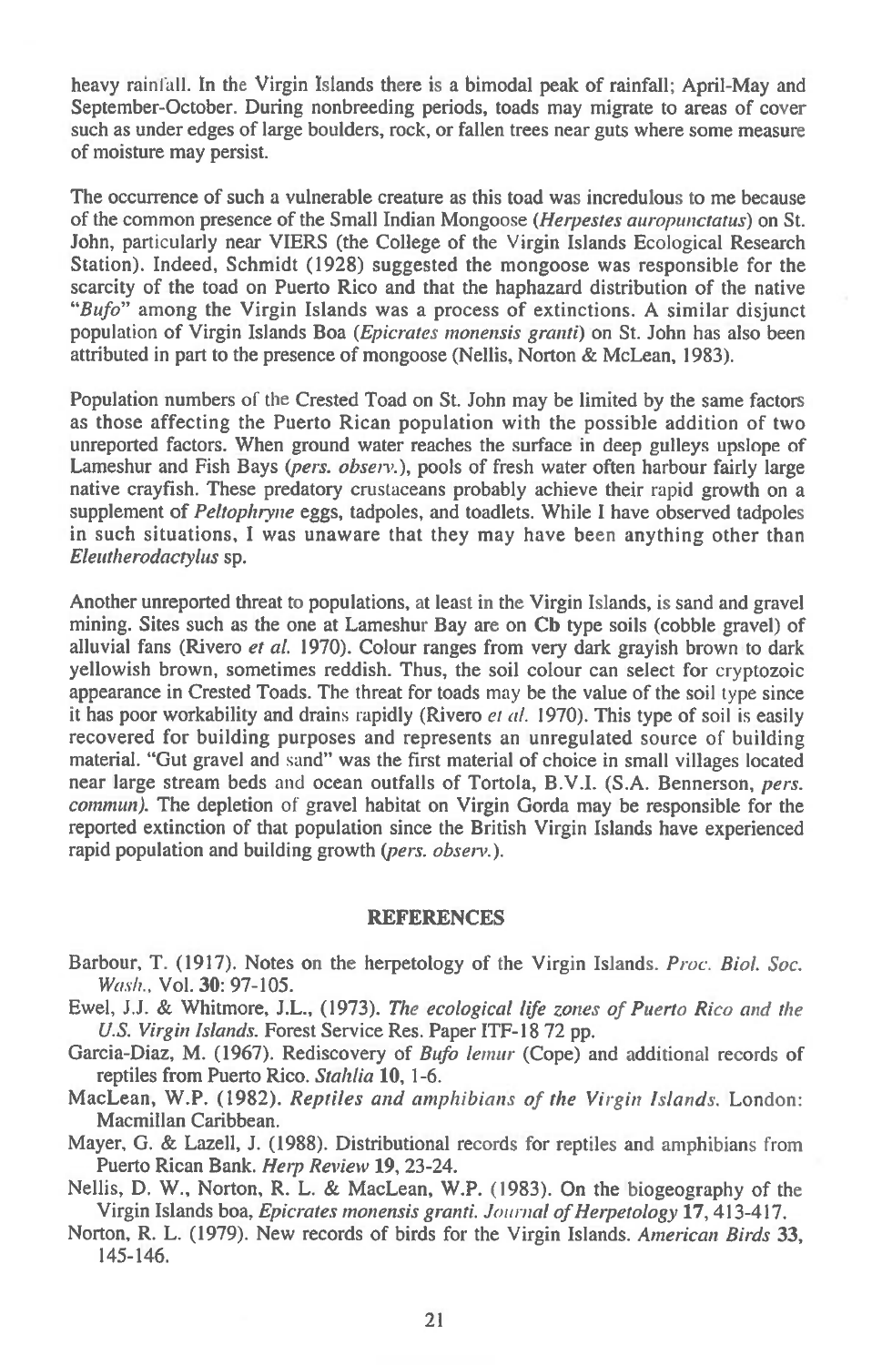heavy rainfall. In the Virgin Islands there is a bimodal peak of rainfall; April-May and September-October. During nonbreeding periods, toads may migrate to areas of cover such as under edges of large boulders, rock, or fallen trees near guts where some measure of moisture may persist.

The occurrence of such a vulnerable creature as this toad was incredulous to me because of the common presence of the Small Indian Mongoose (*Herpestes auropunctatus*) on St. John, particularly near VIERS (the College of the Virgin Islands Ecological Research Station). Indeed, Schmidt (1928) suggested the mongoose was responsible for the scarcity of the toad on Puerto Rico and that the haphazard distribution of the native "*Bufo*" among the Virgin Islands was a process of extinctions. A similar disjunct population of Virgin Islands Boa (*Epicrates monensis granti*) on St. John has also been attributed in part to the presence of mongoose (Nellis, Norton & McLean, 1983).

Population numbers of the Crested Toad on St. John may be limited by the same factors as those affecting the Puerto Rican population with the possible addition of two unreported factors. When ground water reaches the surface in deep gulleys upslope of Lameshur and Fish Bays (*pers. observ.*), pools of fresh water often harbour fairly large native crayfish. These predatory crustaceans probably achieve their rapid growth on a supplement of *Peltophryne* eggs, tadpoles, and toadlets. While I have observed tadpoles in such situations, I was unaware that they may have been anything other than *Eleutherodactylus* sp.

Another unreported threat to populations, at least in the Virgin Islands, is sand and gravel mining. Sites such as the one at Lameshur Bay are on **Cb** type soils (cobble gravel) of alluvial fans (Rivero *et al.* 1970). Colour ranges from very dark grayish brown to dark yellowish brown, sometimes reddish. Thus, the soil colour can select for cryptozoic appearance in Crested Toads. The threat for toads may be the value of the soil type since it has poor workability and drains rapidly (Rivero *et al.* 1970). This type of soil is easily recovered for building purposes and represents an unregulated source of building material. "Gut gravel and sand" was the first material of choice in small villages located near large stream beds and ocean outfalls of Tortola, B.V.I. (S.A. Bennerson, *pers. commun).* The depletion of gravel habitat on Virgin Gorda may be responsible for the reported extinction of that population since the British Virgin Islands have experienced rapid population and building growth (*pers. observ.*).

## REFERENCES

Barbour, T. (1917). Notes on the herpetology of the Virgin Islands. *Proc. Biol. Soc. Wash.*, Vol. **30**: 97-105.

Ewel, J.J. & Whitmore, J.L., (1973). *The ecological life zones of Puerto Rico and the U.S. Virgin Islands.* Forest Service Res. Paper ITF-18 72 pp.

Garcia-Diaz, M. (1967). Rediscovery of *Bufo lemur* (Cope) and additional records of reptiles from Puerto Rico. *Stahlia* **10**, 1-6.

MacLean, W.P. (1982). *Reptiles and amphibians of the Virgin Islands.* London: Macmillan Caribbean.

Mayer, G. & Lazell, J. (1988). Distributional records for reptiles and amphibians from Puerto Rican Bank. *Herp Review* **19**, 23-24.

Nellis, D. W., Norton, R. L. & MacLean, W.P. (1983). On the biogeography of the Virgin Islands boa, *Epicrates monensis granti. Journal of Herpetology* **17**, 413-417.

Norton, R. L. (1979). New records of birds for the Virgin Islands. *American Birds* **33**, 145-146.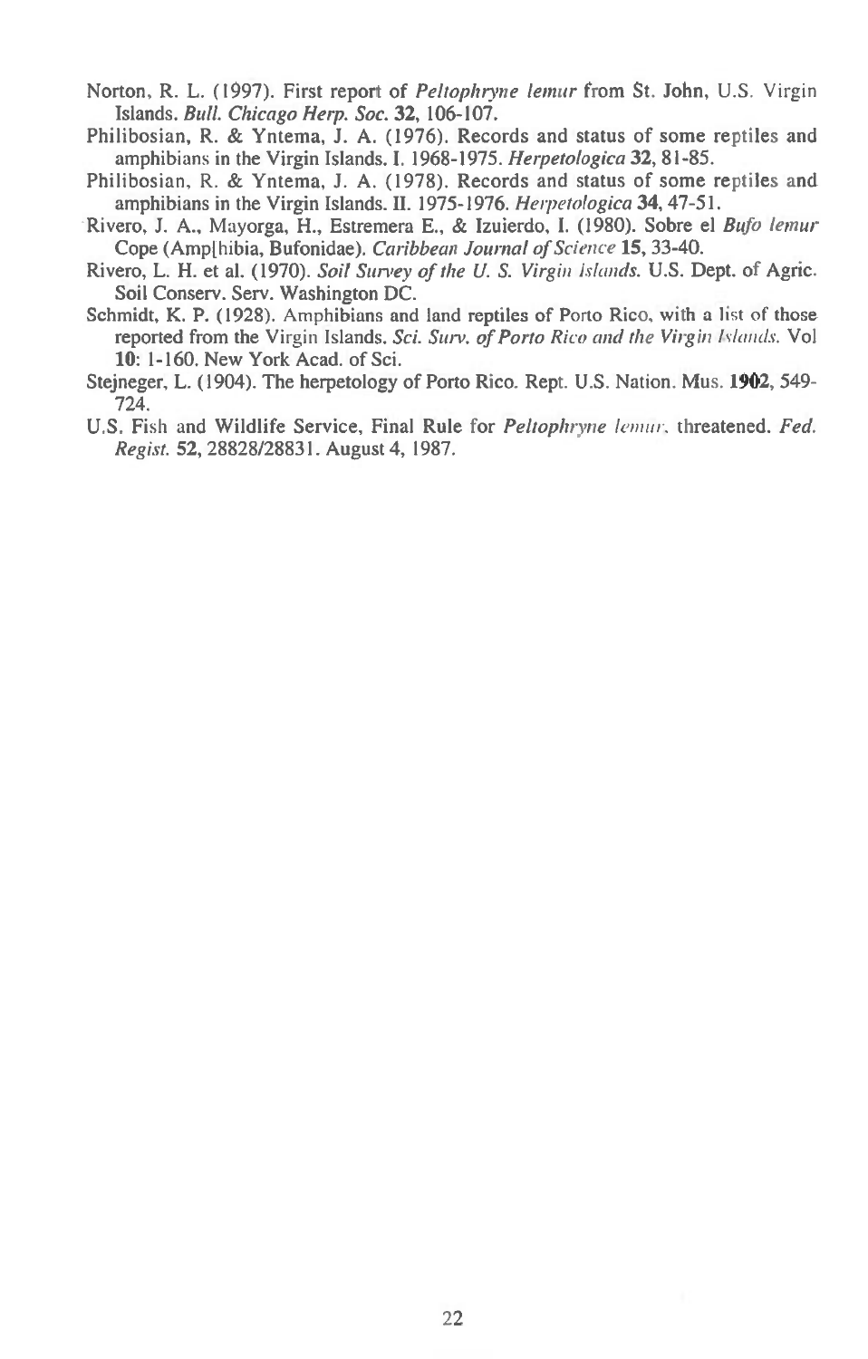Norton, R. L. (1997). First report of *Peltophryne lemur* from St. John, U.S. Virgin Islands. *Bull. Chicago Herp. Soc.* **32**, 106-107.

Philibosian, R. & Yntema, J. A. (1976). Records and status of some reptiles and amphibians in the Virgin Islands. I. 1968-1975. *Herpetologica* **32**, 81-85.

Philibosian, R. & Yntema, J. A. (1978). Records and status of some reptiles and amphibians in the Virgin Islands. II. 1975-1976. *Herpetologica* **34**, 47-51.

Rivero, J. A., Mayorga, H., Estremera E., & Izuierdo, I. (1980). Sobre el *Bufo lemur* Cope (Amp[hibia, Bufonidae). *Caribbean Journal of Science* **15**, 33-40.

Rivero, L. H. et al. (1970). *Soil Survey of the U. S. Virgin Islands.* U.S. Dept. of Agric. Soil Conserv. Serv. Washington DC.

Schmidt, K. P. (1928). Amphibians and land reptiles of Porto Rico, with a list of those reported from the Virgin Islands. *Sci. Surv. of Porto Rico and the Virgin Islands.* Vol **10**: 1-160. New York Acad. of Sci.

Stejneger, L. (1904). The herpetology of Porto Rico. Rept. U.S. Nation. Mus. **1902**, 549-724.

U.S. Fish and Wildlife Service, Final Rule for *Peltophryne lemur*, threatened. *Fed. Regist.* **52**, 28828/28831. August 4, 1987.